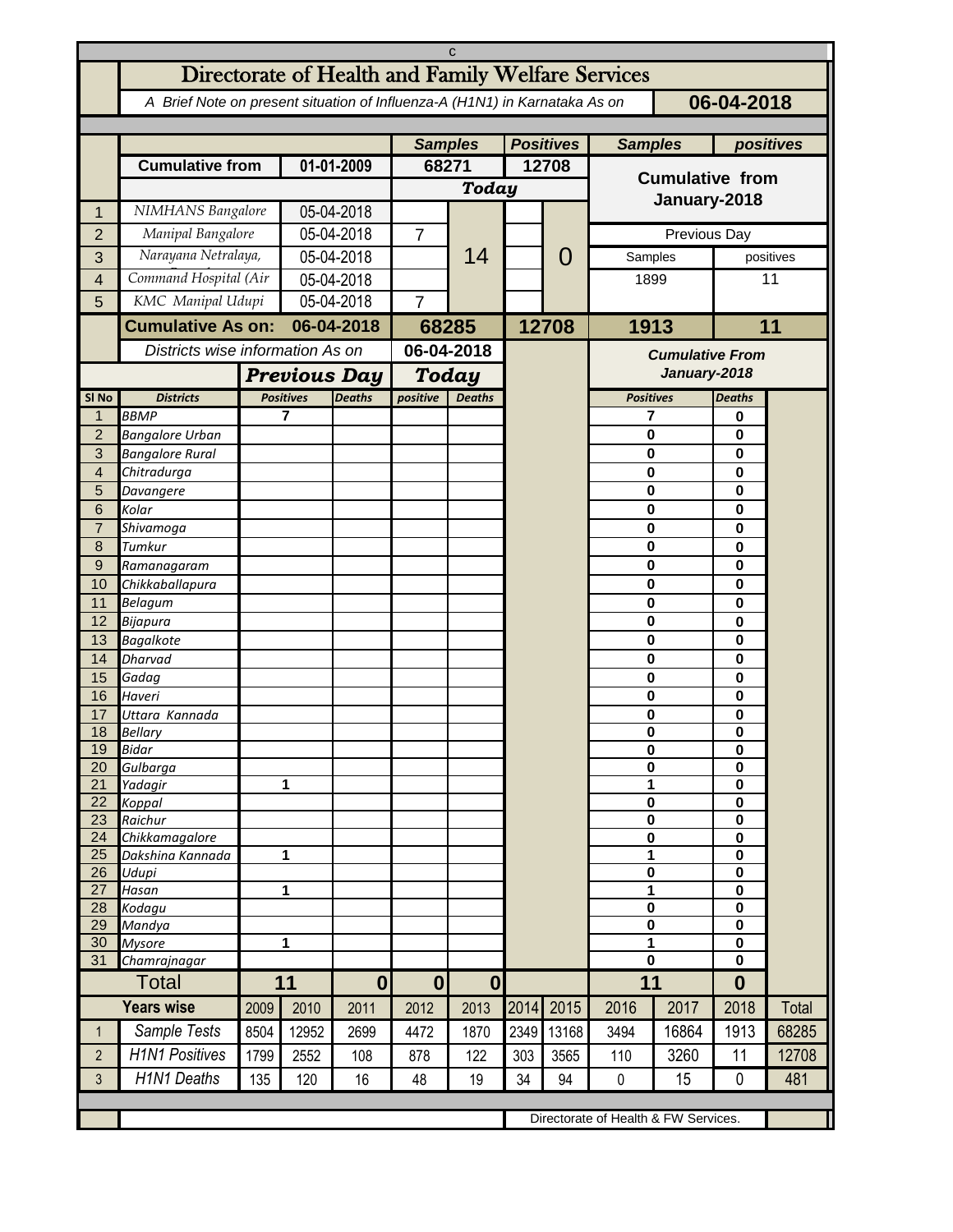# Directorate of Health and Family Welfare Services

*A Brief Note on present situation of Influenza-A (H1N1) in Karnataka As on* **06-04-2018**

| | | | Samples | | Positives | | Samples | positives |
|---|---|---|---|---|---|---|---|---|
| | **Cumulative from** | **01-01-2009** | 68271 | | 12708 | | **Cumulative from January-2018** | |
| | | | **Today** | | | | | |
| 1 | NIMHANS Bangalore | 05-04-2018 | | 14 | | 0 | | |
| 2 | Manipal Bangalore | 05-04-2018 | 7 | | | | Previous Day | |
| 3 | Narayana Netralaya, | 05-04-2018 | | | | | Samples | positives |
| 4 | Command Hospital (Air | 05-04-2018 | | | | | 1899 | 11 |
| 5 | KMC Manipal Udupi | 05-04-2018 | 7 | | | | | |
| | **Cumulative As on:** | **06-04-2018** | **68285** | | **12708** | | **1913** | **11** |

| | Districts wise information As on | | | 06-04-2018 | | Cumulative From January-2018 | |
|---|---|---|---|---|---|---|---|
| | | **Previous Day** | | **Today** | | | |
| Sl No | Districts | Positives | Deaths | positive | Deaths | Positives | Deaths |
| 1 | BBMP | 7 | | | | 7 | 0 |
| 2 | Bangalore Urban | | | | | 0 | 0 |
| 3 | Bangalore Rural | | | | | 0 | 0 |
| 4 | Chitradurga | | | | | 0 | 0 |
| 5 | Davangere | | | | | 0 | 0 |
| 6 | Kolar | | | | | 0 | 0 |
| 7 | Shivamoga | | | | | 0 | 0 |
| 8 | Tumkur | | | | | 0 | 0 |
| 9 | Ramanagaram | | | | | 0 | 0 |
| 10 | Chikkaballapura | | | | | 0 | 0 |
| 11 | Belagum | | | | | 0 | 0 |
| 12 | Bijapura | | | | | 0 | 0 |
| 13 | Bagalkote | | | | | 0 | 0 |
| 14 | Dharvad | | | | | 0 | 0 |
| 15 | Gadag | | | | | 0 | 0 |
| 16 | Haveri | | | | | 0 | 0 |
| 17 | Uttara Kannada | | | | | 0 | 0 |
| 18 | Bellary | | | | | 0 | 0 |
| 19 | Bidar | | | | | 0 | 0 |
| 20 | Gulbarga | | | | | 0 | 0 |
| 21 | Yadagir | 1 | | | | 1 | 0 |
| 22 | Koppal | | | | | 0 | 0 |
| 23 | Raichur | | | | | 0 | 0 |
| 24 | Chikkamagalore | | | | | 0 | 0 |
| 25 | Dakshina Kannada | 1 | | | | 1 | 0 |
| 26 | Udupi | | | | | 0 | 0 |
| 27 | Hasan | 1 | | | | 1 | 0 |
| 28 | Kodagu | | | | | 0 | 0 |
| 29 | Mandya | | | | | 0 | 0 |
| 30 | Mysore | 1 | | | | 1 | 0 |
| 31 | Chamrajnagar | | | | | 0 | 0 |
| | **Total** | **11** | **0** | **0** | **0** | **11** | **0** |

| | Years wise | 2009 | 2010 | 2011 | 2012 | 2013 | 2014 | 2015 | 2016 | 2017 | 2018 | Total |
|---|---|---|---|---|---|---|---|---|---|---|---|---|
| 1 | Sample Tests | 8504 | 12952 | 2699 | 4472 | 1870 | 2349 | 13168 | 3494 | 16864 | 1913 | 68285 |
| 2 | H1N1 Positives | 1799 | 2552 | 108 | 878 | 122 | 303 | 3565 | 110 | 3260 | 11 | 12708 |
| 3 | H1N1 Deaths | 135 | 120 | 16 | 48 | 19 | 34 | 94 | 0 | 15 | 0 | 481 |

Directorate of Health & FW Services.